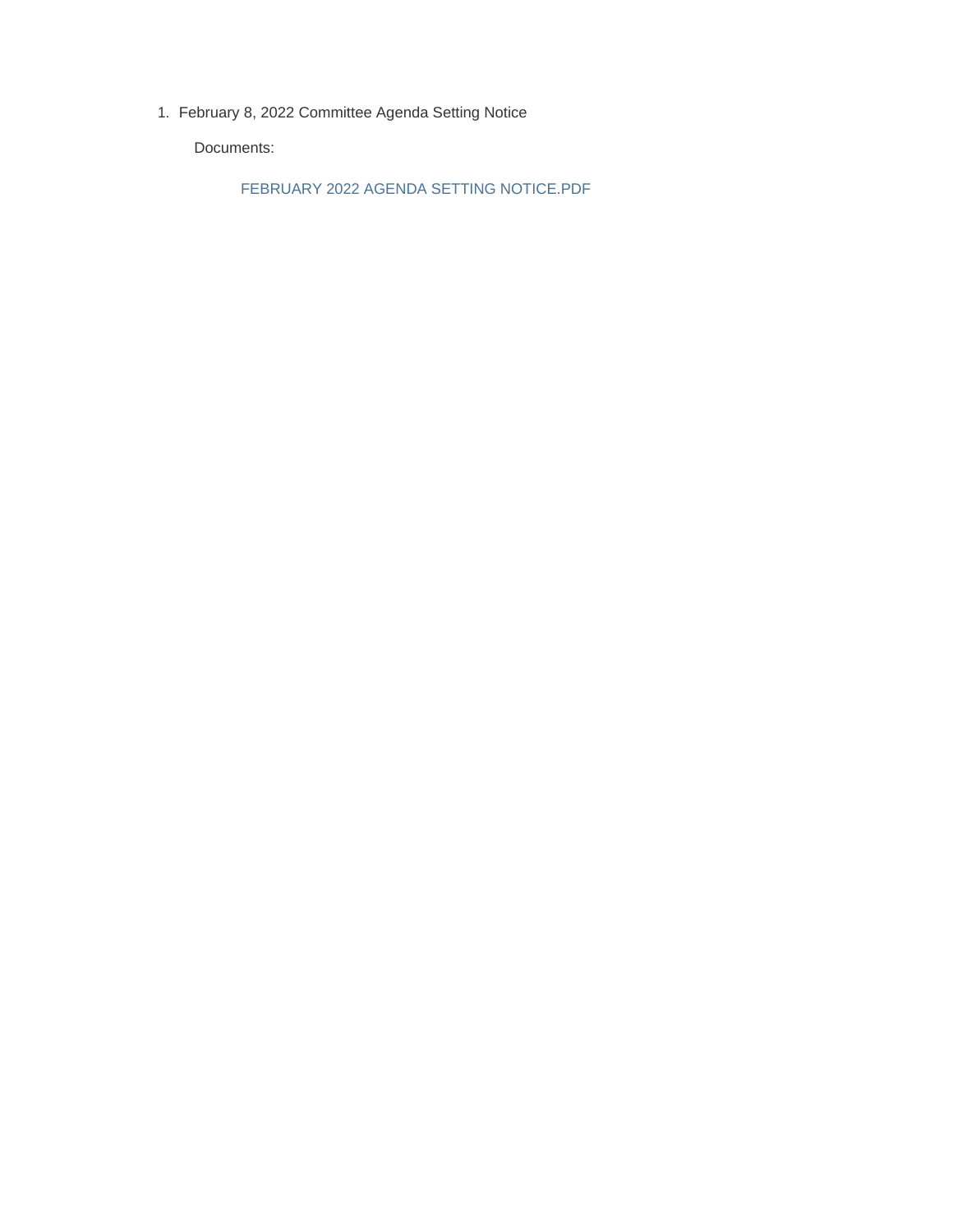1. February 8, 2022 Committee Agenda Setting Notice

   Documents:

   FEBRUARY 2022 AGENDA SETTING NOTICE.PDF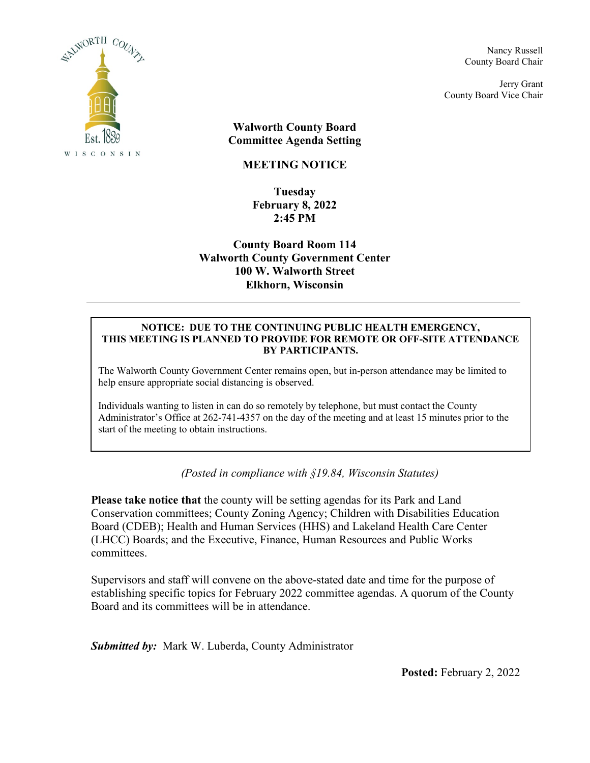Nancy Russell
County Board Chair

Jerry Grant
County Board Vice Chair

**Walworth County Board**
**Committee Agenda Setting**

**MEETING NOTICE**

**Tuesday**
**February 8, 2022**
**2:45 PM**

**County Board Room 114**
**Walworth County Government Center**
**100 W. Walworth Street**
**Elkhorn, Wisconsin**

---

**NOTICE: DUE TO THE CONTINUING PUBLIC HEALTH EMERGENCY, THIS MEETING IS PLANNED TO PROVIDE FOR REMOTE OR OFF-SITE ATTENDANCE BY PARTICIPANTS.**

The Walworth County Government Center remains open, but in-person attendance may be limited to help ensure appropriate social distancing is observed.

Individuals wanting to listen in can do so remotely by telephone, but must contact the County Administrator's Office at 262-741-4357 on the day of the meeting and at least 15 minutes prior to the start of the meeting to obtain instructions.

*(Posted in compliance with §19.84, Wisconsin Statutes)*

**Please take notice that** the county will be setting agendas for its Park and Land Conservation committees; County Zoning Agency; Children with Disabilities Education Board (CDEB); Health and Human Services (HHS) and Lakeland Health Care Center (LHCC) Boards; and the Executive, Finance, Human Resources and Public Works committees.

Supervisors and staff will convene on the above-stated date and time for the purpose of establishing specific topics for February 2022 committee agendas. A quorum of the County Board and its committees will be in attendance.

***Submitted by:*** Mark W. Luberda, County Administrator

**Posted:** February 2, 2022